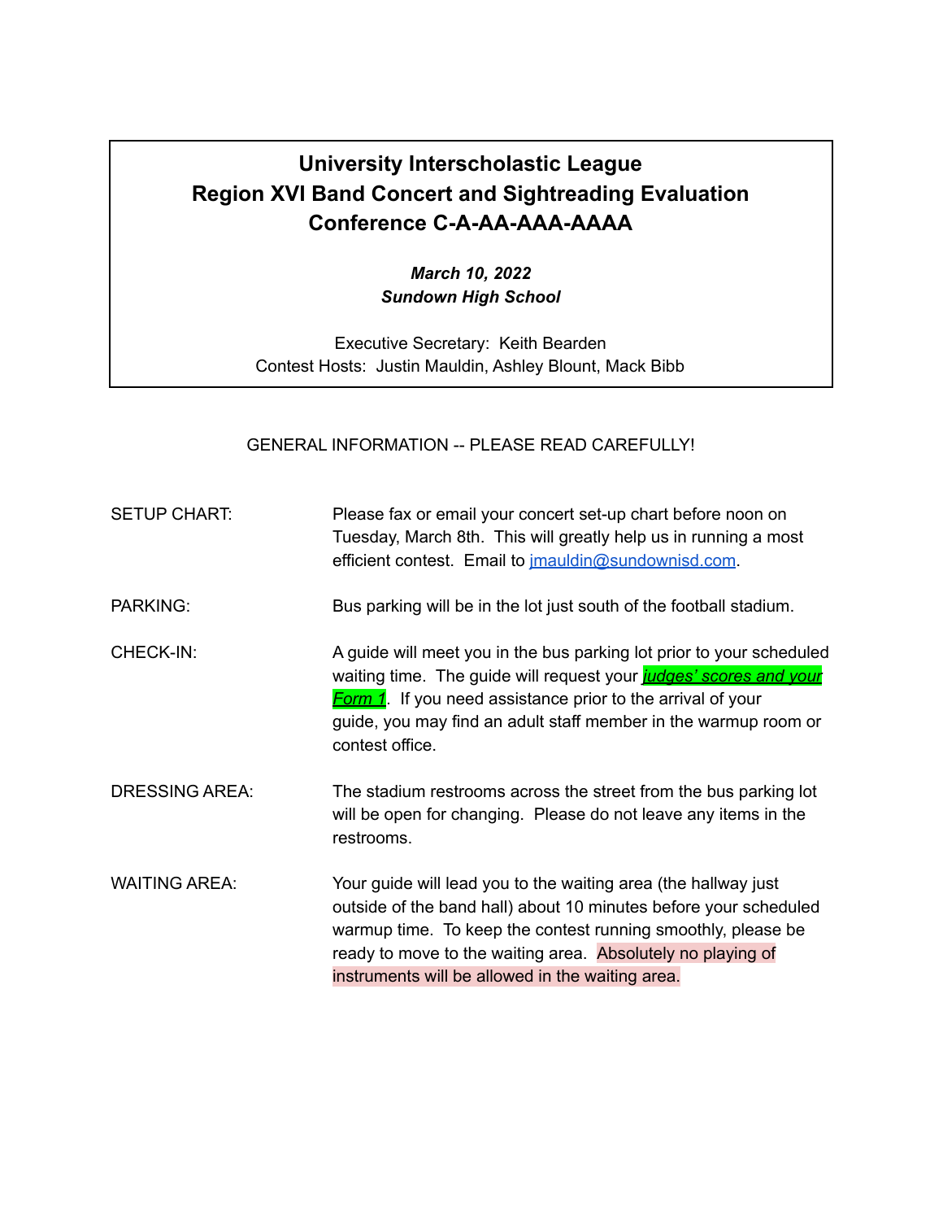**University Interscholastic League**
**Region XVI Band Concert and Sightreading Evaluation**
**Conference C-A-AA-AAA-AAAA**

***March 10, 2022***
***Sundown High School***

Executive Secretary: Keith Bearden
Contest Hosts: Justin Mauldin, Ashley Blount, Mack Bibb

GENERAL INFORMATION -- PLEASE READ CAREFULLY!

SETUP CHART: Please fax or email your concert set-up chart before noon on Tuesday, March 8th. This will greatly help us in running a most efficient contest. Email to jmauldin@sundownisd.com.

PARKING: Bus parking will be in the lot just south of the football stadium.

CHECK-IN: A guide will meet you in the bus parking lot prior to your scheduled waiting time. The guide will request your ***judges' scores and your Form 1***. If you need assistance prior to the arrival of your guide, you may find an adult staff member in the warmup room or contest office.

DRESSING AREA: The stadium restrooms across the street from the bus parking lot will be open for changing. Please do not leave any items in the restrooms.

WAITING AREA: Your guide will lead you to the waiting area (the hallway just outside of the band hall) about 10 minutes before your scheduled warmup time. To keep the contest running smoothly, please be ready to move to the waiting area. Absolutely no playing of instruments will be allowed in the waiting area.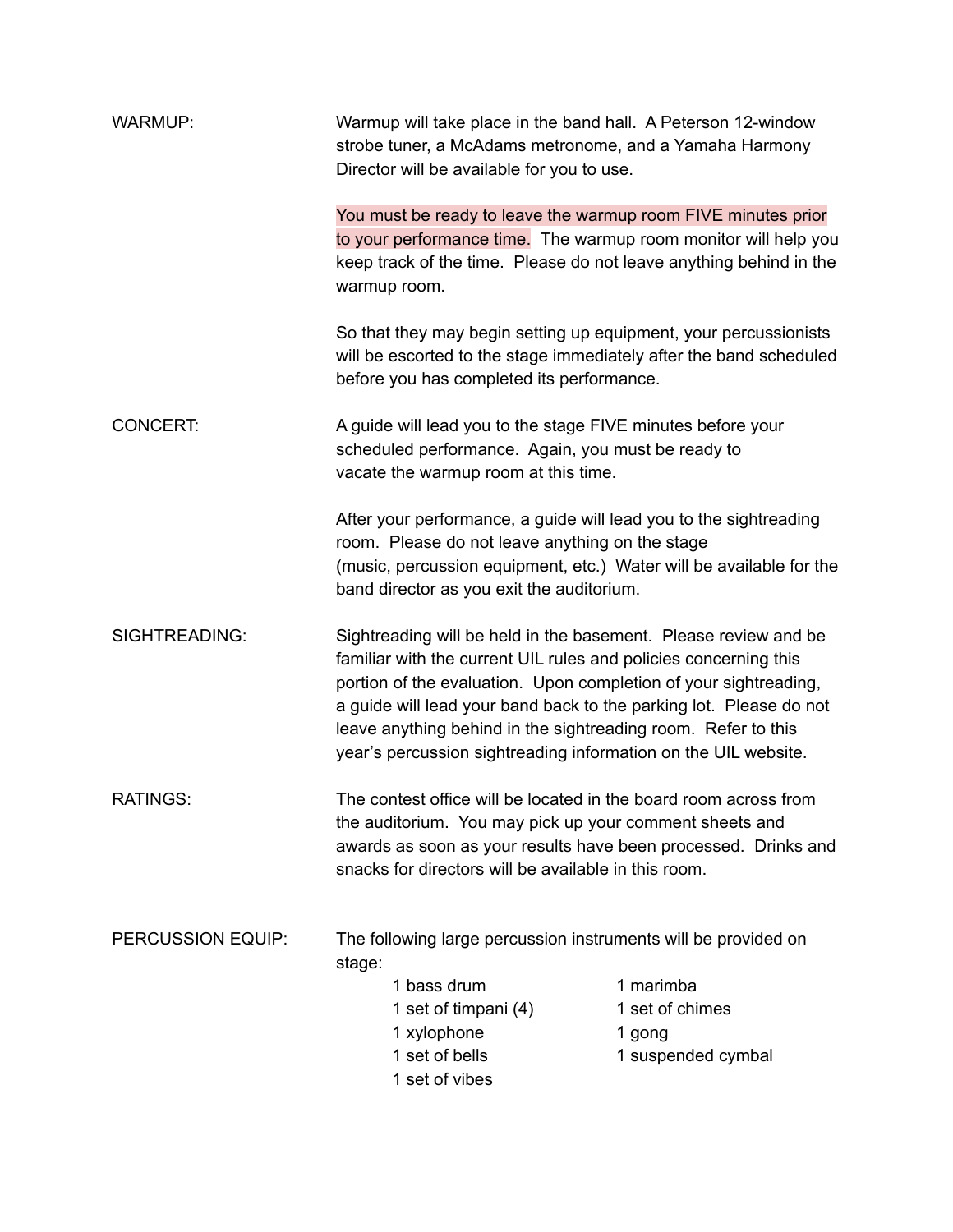**WARMUP:**

Warmup will take place in the band hall. A Peterson 12-window strobe tuner, a McAdams metronome, and a Yamaha Harmony Director will be available for you to use.

You must be ready to leave the warmup room FIVE minutes prior to your performance time. The warmup room monitor will help you keep track of the time. Please do not leave anything behind in the warmup room.

So that they may begin setting up equipment, your percussionists will be escorted to the stage immediately after the band scheduled before you has completed its performance.

**CONCERT:**

A guide will lead you to the stage FIVE minutes before your scheduled performance. Again, you must be ready to vacate the warmup room at this time.

After your performance, a guide will lead you to the sightreading room. Please do not leave anything on the stage (music, percussion equipment, etc.) Water will be available for the band director as you exit the auditorium.

**SIGHTREADING:**

Sightreading will be held in the basement. Please review and be familiar with the current UIL rules and policies concerning this portion of the evaluation. Upon completion of your sightreading, a guide will lead your band back to the parking lot. Please do not leave anything behind in the sightreading room. Refer to this year's percussion sightreading information on the UIL website.

**RATINGS:**

The contest office will be located in the board room across from the auditorium. You may pick up your comment sheets and awards as soon as your results have been processed. Drinks and snacks for directors will be available in this room.

**PERCUSSION EQUIP:**

The following large percussion instruments will be provided on stage:

- 1 bass drum
- 1 set of timpani (4)
- 1 xylophone
- 1 set of bells
- 1 set of vibes
- 1 marimba
- 1 set of chimes
- 1 gong
- 1 suspended cymbal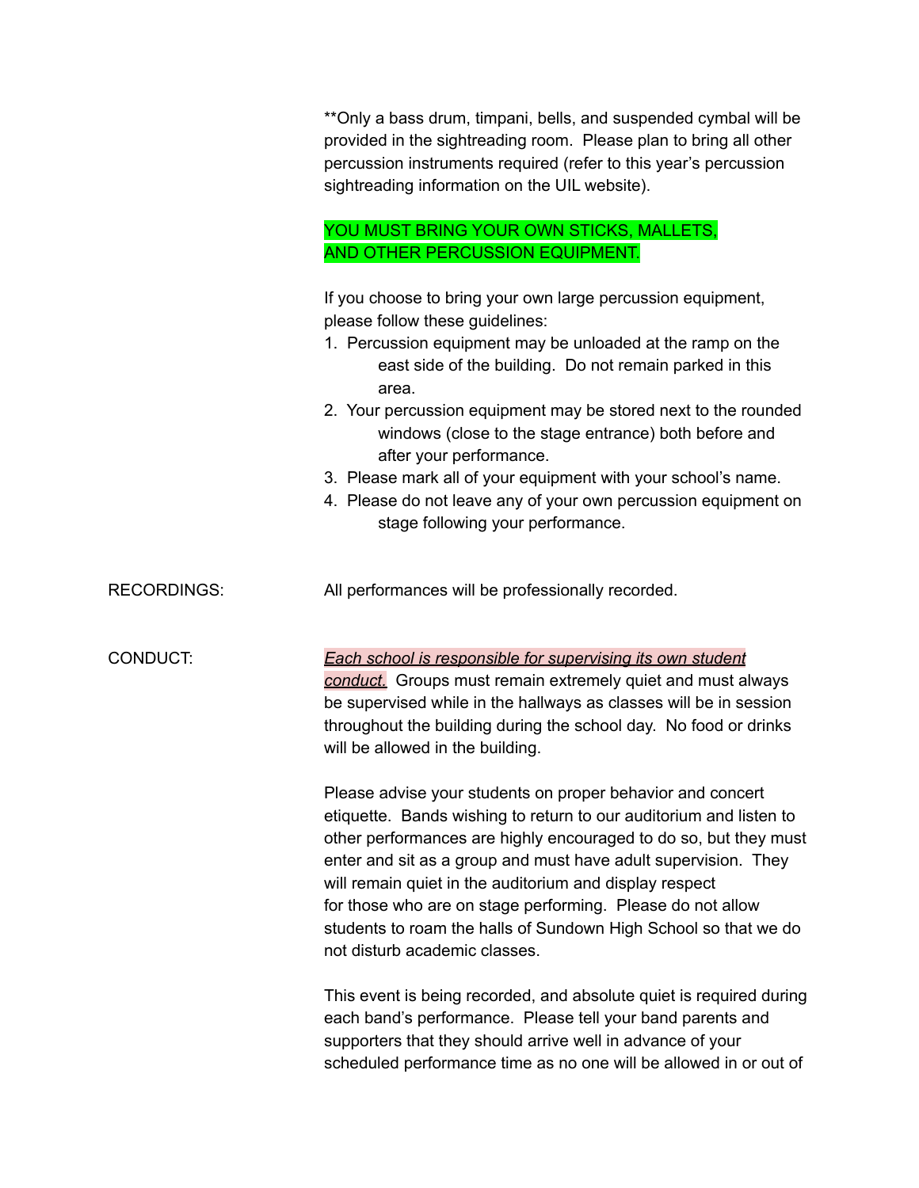**Only a bass drum, timpani, bells, and suspended cymbal will be provided in the sightreading room. Please plan to bring all other percussion instruments required (refer to this year's percussion sightreading information on the UIL website).

YOU MUST BRING YOUR OWN STICKS, MALLETS, AND OTHER PERCUSSION EQUIPMENT.

If you choose to bring your own large percussion equipment, please follow these guidelines:

1. Percussion equipment may be unloaded at the ramp on the east side of the building. Do not remain parked in this area.
2. Your percussion equipment may be stored next to the rounded windows (close to the stage entrance) both before and after your performance.
3. Please mark all of your equipment with your school's name.
4. Please do not leave any of your own percussion equipment on stage following your performance.

RECORDINGS: All performances will be professionally recorded.

CONDUCT: ***Each school is responsible for supervising its own student conduct.*** Groups must remain extremely quiet and must always be supervised while in the hallways as classes will be in session throughout the building during the school day. No food or drinks will be allowed in the building.

Please advise your students on proper behavior and concert etiquette. Bands wishing to return to our auditorium and listen to other performances are highly encouraged to do so, but they must enter and sit as a group and must have adult supervision. They will remain quiet in the auditorium and display respect for those who are on stage performing. Please do not allow students to roam the halls of Sundown High School so that we do not disturb academic classes.

This event is being recorded, and absolute quiet is required during each band's performance. Please tell your band parents and supporters that they should arrive well in advance of your scheduled performance time as no one will be allowed in or out of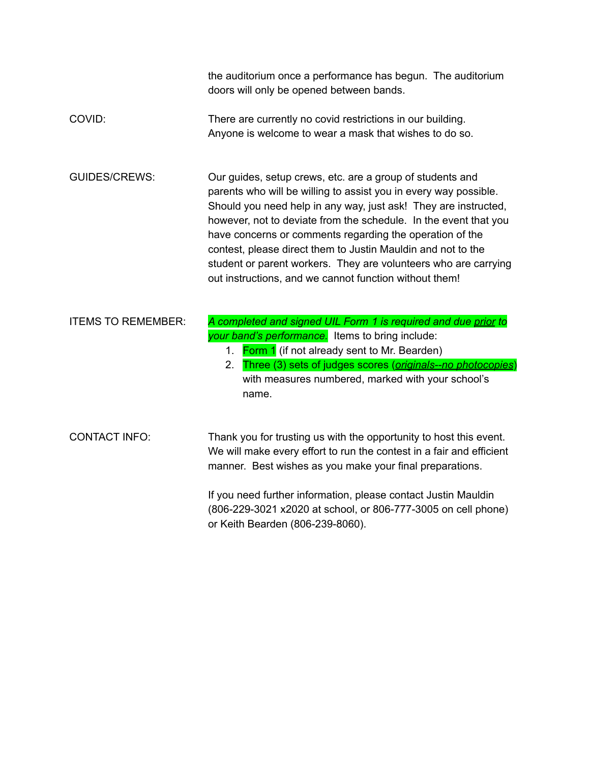the auditorium once a performance has begun. The auditorium doors will only be opened between bands.

COVID: There are currently no covid restrictions in our building. Anyone is welcome to wear a mask that wishes to do so.

GUIDES/CREWS: Our guides, setup crews, etc. are a group of students and parents who will be willing to assist you in every way possible. Should you need help in any way, just ask! They are instructed, however, not to deviate from the schedule. In the event that you have concerns or comments regarding the operation of the contest, please direct them to Justin Mauldin and not to the student or parent workers. They are volunteers who are carrying out instructions, and we cannot function without them!

ITEMS TO REMEMBER: *A completed and signed UIL Form 1 is required and due <u>prior</u> to your band's performance.* Items to bring include:

1. Form 1 (if not already sent to Mr. Bearden)
2. Three (3) sets of judges scores (*<u>originals--no photocopies</u>*) with measures numbered, marked with your school's name.

CONTACT INFO: Thank you for trusting us with the opportunity to host this event. We will make every effort to run the contest in a fair and efficient manner. Best wishes as you make your final preparations.

If you need further information, please contact Justin Mauldin (806-229-3021 x2020 at school, or 806-777-3005 on cell phone) or Keith Bearden (806-239-8060).